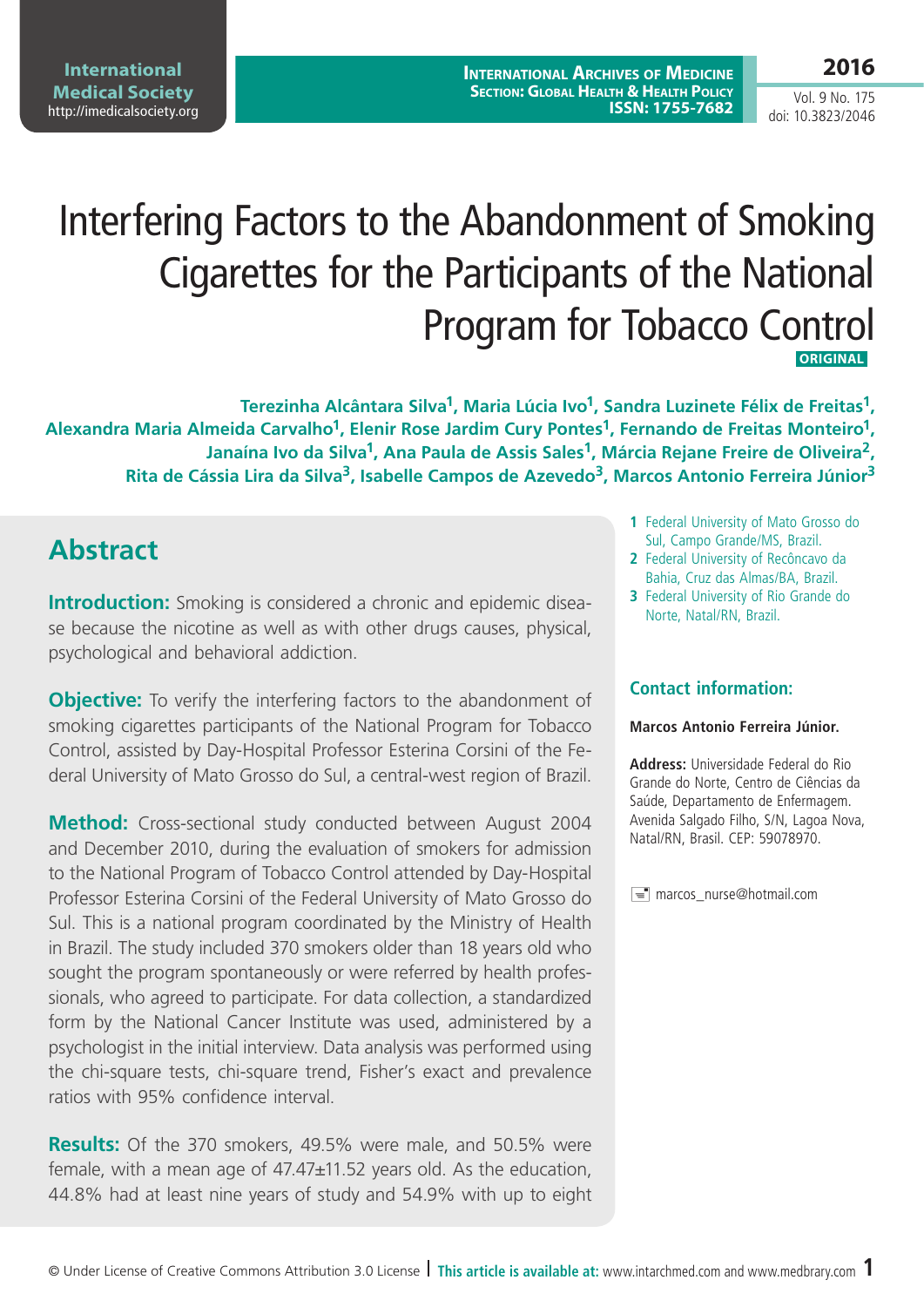# Interfering Factors to the Abandonment of Smoking Cigarettes for the Participants of the National Program for Tobacco Control

**ORIGINAL**

**Terezinha Alcântara Silva[1], Maria Lúcia Ivo[1], Sandra Luzinete Félix de Freitas[1], Alexandra Maria Almeida Carvalho[1], Elenir Rose Jardim Cury Pontes[1], Fernando de Freitas Monteiro[1], Janaína Ivo da Silva[1], Ana Paula de Assis Sales[1], Márcia Rejane Freire de Oliveira[2], Rita de Cássia Lira da Silva[3], Isabelle Campos de Azevedo[3], Marcos Antonio Ferreira Júnior[3]**

1. Federal University of Mato Grosso do Sul, Campo Grande/MS, Brazil.
2. Federal University of Recôncavo da Bahia, Cruz das Almas/BA, Brazil.
3. Federal University of Rio Grande do Norte, Natal/RN, Brazil.

### Contact information:

**Marcos Antonio Ferreira Júnior.**

**Address:** Universidade Federal do Rio Grande do Norte, Centro de Ciências da Saúde, Departamento de Enfermagem. Avenida Salgado Filho, S/N, Lagoa Nova, Natal/RN, Brasil. CEP: 59078970.

marcos_nurse@hotmail.com

## Abstract

**Introduction:** Smoking is considered a chronic and epidemic disease because the nicotine as well as with other drugs causes, physical, psychological and behavioral addiction.

**Objective:** To verify the interfering factors to the abandonment of smoking cigarettes participants of the National Program for Tobacco Control, assisted by Day-Hospital Professor Esterina Corsini of the Federal University of Mato Grosso do Sul, a central-west region of Brazil.

**Method:** Cross-sectional study conducted between August 2004 and December 2010, during the evaluation of smokers for admission to the National Program of Tobacco Control attended by Day-Hospital Professor Esterina Corsini of the Federal University of Mato Grosso do Sul. This is a national program coordinated by the Ministry of Health in Brazil. The study included 370 smokers older than 18 years old who sought the program spontaneously or were referred by health professionals, who agreed to participate. For data collection, a standardized form by the National Cancer Institute was used, administered by a psychologist in the initial interview. Data analysis was performed using the chi-square tests, chi-square trend, Fisher's exact and prevalence ratios with 95% confidence interval.

**Results:** Of the 370 smokers, 49.5% were male, and 50.5% were female, with a mean age of 47.47±11.52 years old. As the education, 44.8% had at least nine years of study and 54.9% with up to eight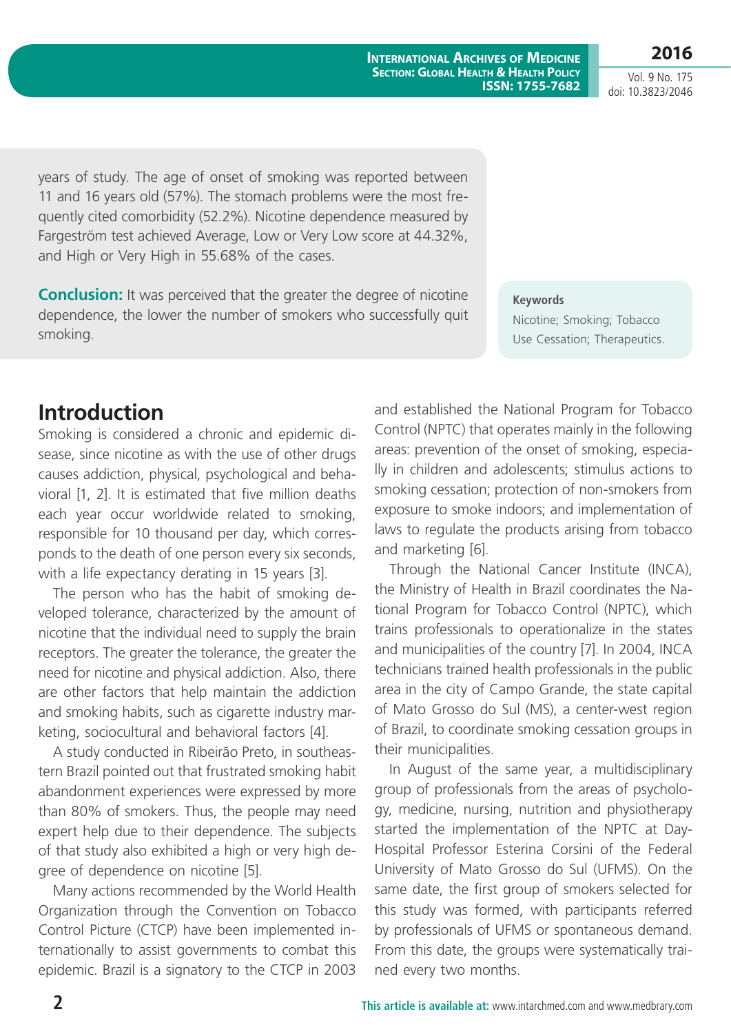years of study. The age of onset of smoking was reported between 11 and 16 years old (57%). The stomach problems were the most frequently cited comorbidity (52.2%). Nicotine dependence measured by Fargeström test achieved Average, Low or Very Low score at 44.32%, and High or Very High in 55.68% of the cases.

**Conclusion:** It was perceived that the greater the degree of nicotine dependence, the lower the number of smokers who successfully quit smoking.

**Keywords**

Nicotine; Smoking; Tobacco Use Cessation; Therapeutics.

## Introduction

Smoking is considered a chronic and epidemic disease, since nicotine as with the use of other drugs causes addiction, physical, psychological and behavioral [1, 2]. It is estimated that five million deaths each year occur worldwide related to smoking, responsible for 10 thousand per day, which corresponds to the death of one person every six seconds, with a life expectancy derating in 15 years [3].

The person who has the habit of smoking developed tolerance, characterized by the amount of nicotine that the individual need to supply the brain receptors. The greater the tolerance, the greater the need for nicotine and physical addiction. Also, there are other factors that help maintain the addiction and smoking habits, such as cigarette industry marketing, sociocultural and behavioral factors [4].

A study conducted in Ribeirão Preto, in southeastern Brazil pointed out that frustrated smoking habit abandonment experiences were expressed by more than 80% of smokers. Thus, the people may need expert help due to their dependence. The subjects of that study also exhibited a high or very high degree of dependence on nicotine [5].

Many actions recommended by the World Health Organization through the Convention on Tobacco Control Picture (CTCP) have been implemented internationally to assist governments to combat this epidemic. Brazil is a signatory to the CTCP in 2003 and established the National Program for Tobacco Control (NPTC) that operates mainly in the following areas: prevention of the onset of smoking, especially in children and adolescents; stimulus actions to smoking cessation; protection of non-smokers from exposure to smoke indoors; and implementation of laws to regulate the products arising from tobacco and marketing [6].

Through the National Cancer Institute (INCA), the Ministry of Health in Brazil coordinates the National Program for Tobacco Control (NPTC), which trains professionals to operationalize in the states and municipalities of the country [7]. In 2004, INCA technicians trained health professionals in the public area in the city of Campo Grande, the state capital of Mato Grosso do Sul (MS), a center-west region of Brazil, to coordinate smoking cessation groups in their municipalities.

In August of the same year, a multidisciplinary group of professionals from the areas of psychology, medicine, nursing, nutrition and physiotherapy started the implementation of the NPTC at Day-Hospital Professor Esterina Corsini of the Federal University of Mato Grosso do Sul (UFMS). On the same date, the first group of smokers selected for this study was formed, with participants referred by professionals of UFMS or spontaneous demand. From this date, the groups were systematically trained every two months.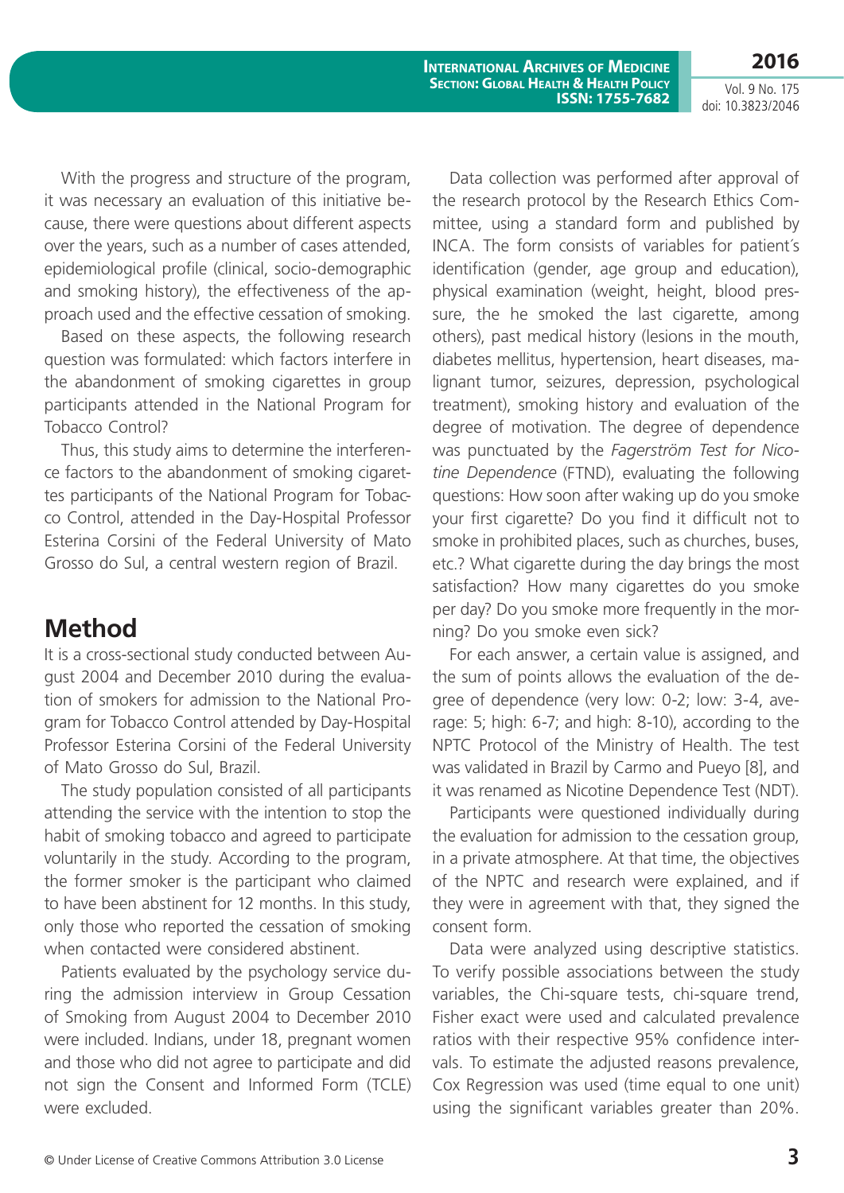With the progress and structure of the program, it was necessary an evaluation of this initiative because, there were questions about different aspects over the years, such as a number of cases attended, epidemiological profile (clinical, socio-demographic and smoking history), the effectiveness of the approach used and the effective cessation of smoking.

Based on these aspects, the following research question was formulated: which factors interfere in the abandonment of smoking cigarettes in group participants attended in the National Program for Tobacco Control?

Thus, this study aims to determine the interference factors to the abandonment of smoking cigarettes participants of the National Program for Tobacco Control, attended in the Day-Hospital Professor Esterina Corsini of the Federal University of Mato Grosso do Sul, a central western region of Brazil.

## Method

It is a cross-sectional study conducted between August 2004 and December 2010 during the evaluation of smokers for admission to the National Program for Tobacco Control attended by Day-Hospital Professor Esterina Corsini of the Federal University of Mato Grosso do Sul, Brazil.

The study population consisted of all participants attending the service with the intention to stop the habit of smoking tobacco and agreed to participate voluntarily in the study. According to the program, the former smoker is the participant who claimed to have been abstinent for 12 months. In this study, only those who reported the cessation of smoking when contacted were considered abstinent.

Patients evaluated by the psychology service during the admission interview in Group Cessation of Smoking from August 2004 to December 2010 were included. Indians, under 18, pregnant women and those who did not agree to participate and did not sign the Consent and Informed Form (TCLE) were excluded.

Data collection was performed after approval of the research protocol by the Research Ethics Committee, using a standard form and published by INCA. The form consists of variables for patient´s identification (gender, age group and education), physical examination (weight, height, blood pressure, the he smoked the last cigarette, among others), past medical history (lesions in the mouth, diabetes mellitus, hypertension, heart diseases, malignant tumor, seizures, depression, psychological treatment), smoking history and evaluation of the degree of motivation. The degree of dependence was punctuated by the *Fagerström Test for Nicotine Dependence* (FTND), evaluating the following questions: How soon after waking up do you smoke your first cigarette? Do you find it difficult not to smoke in prohibited places, such as churches, buses, etc.? What cigarette during the day brings the most satisfaction? How many cigarettes do you smoke per day? Do you smoke more frequently in the morning? Do you smoke even sick?

For each answer, a certain value is assigned, and the sum of points allows the evaluation of the degree of dependence (very low: 0-2; low: 3-4, average: 5; high: 6-7; and high: 8-10), according to the NPTC Protocol of the Ministry of Health. The test was validated in Brazil by Carmo and Pueyo [8], and it was renamed as Nicotine Dependence Test (NDT).

Participants were questioned individually during the evaluation for admission to the cessation group, in a private atmosphere. At that time, the objectives of the NPTC and research were explained, and if they were in agreement with that, they signed the consent form.

Data were analyzed using descriptive statistics. To verify possible associations between the study variables, the Chi-square tests, chi-square trend, Fisher exact were used and calculated prevalence ratios with their respective 95% confidence intervals. To estimate the adjusted reasons prevalence, Cox Regression was used (time equal to one unit) using the significant variables greater than 20%.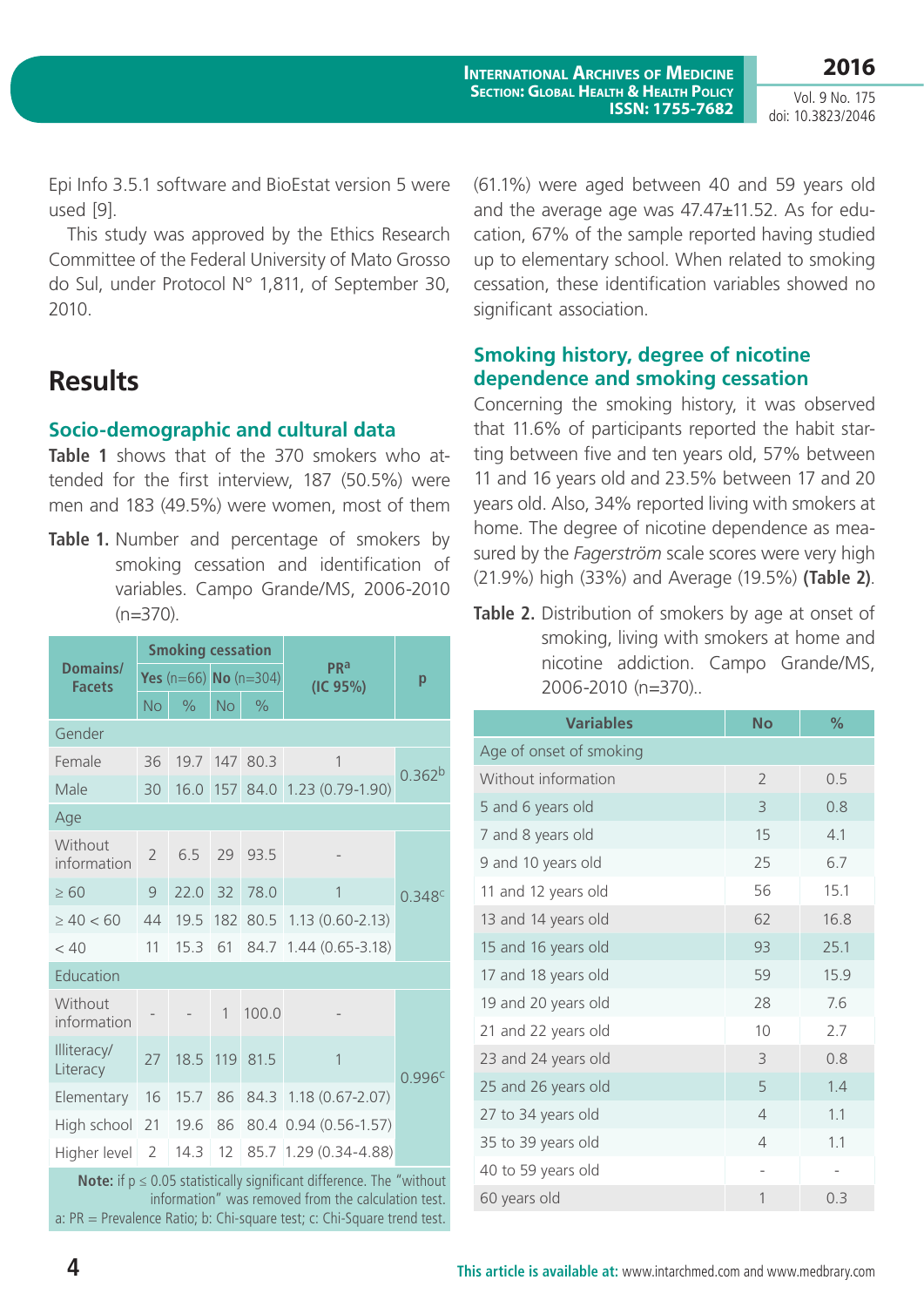Epi Info 3.5.1 software and BioEstat version 5 were used [9].

This study was approved by the Ethics Research Committee of the Federal University of Mato Grosso do Sul, under Protocol N° 1,811, of September 30, 2010.

# Results

## Socio-demographic and cultural data

**Table 1** shows that of the 370 smokers who attended for the first interview, 187 (50.5%) were men and 183 (49.5%) were women, most of them (61.1%) were aged between 40 and 59 years old and the average age was 47.47±11.52. As for education, 67% of the sample reported having studied up to elementary school. When related to smoking cessation, these identification variables showed no significant association.

**Table 1.** Number and percentage of smokers by smoking cessation and identification of variables. Campo Grande/MS, 2006-2010 (n=370).

| Domains/ Facets | Smoking cessation | | | | PR[a] (IC 95%) | p |
|---|---|---|---|---|---|---|
| | Yes (n=66) | | No (n=304) | | | |
| | No | % | No | % | | |
| Gender | | | | | | |
| Female | 36 | 19.7 | 147 | 80.3 | 1 | 0.362[b] |
| Male | 30 | 16.0 | 157 | 84.0 | 1.23 (0.79-1.90) | |
| Age | | | | | | |
| Without information | 2 | 6.5 | 29 | 93.5 | - | 0.348[c] |
| ≥ 60 | 9 | 22.0 | 32 | 78.0 | 1 | |
| ≥ 40 < 60 | 44 | 19.5 | 182 | 80.5 | 1.13 (0.60-2.13) | |
| < 40 | 11 | 15.3 | 61 | 84.7 | 1.44 (0.65-3.18) | |
| Education | | | | | | |
| Without information | - | - | 1 | 100.0 | - | 0.996[c] |
| Illiteracy/ Literacy | 27 | 18.5 | 119 | 81.5 | 1 | |
| Elementary | 16 | 15.7 | 86 | 84.3 | 1.18 (0.67-2.07) | |
| High school | 21 | 19.6 | 86 | 80.4 | 0.94 (0.56-1.57) | |
| Higher level | 2 | 14.3 | 12 | 85.7 | 1.29 (0.34-4.88) | |

**Note:** if p ≤ 0.05 statistically significant difference. The "without information" was removed from the calculation test. a: PR = Prevalence Ratio; b: Chi-square test; c: Chi-Square trend test.

## Smoking history, degree of nicotine dependence and smoking cessation

Concerning the smoking history, it was observed that 11.6% of participants reported the habit starting between five and ten years old, 57% between 11 and 16 years old and 23.5% between 17 and 20 years old. Also, 34% reported living with smokers at home. The degree of nicotine dependence as measured by the *Fagerström* scale scores were very high (21.9%) high (33%) and Average (19.5%) **(Table 2)**.

**Table 2.** Distribution of smokers by age at onset of smoking, living with smokers at home and nicotine addiction. Campo Grande/MS, 2006-2010 (n=370)..

| Variables | No | % |
|---|---|---|
| Age of onset of smoking | | |
| Without information | 2 | 0.5 |
| 5 and 6 years old | 3 | 0.8 |
| 7 and 8 years old | 15 | 4.1 |
| 9 and 10 years old | 25 | 6.7 |
| 11 and 12 years old | 56 | 15.1 |
| 13 and 14 years old | 62 | 16.8 |
| 15 and 16 years old | 93 | 25.1 |
| 17 and 18 years old | 59 | 15.9 |
| 19 and 20 years old | 28 | 7.6 |
| 21 and 22 years old | 10 | 2.7 |
| 23 and 24 years old | 3 | 0.8 |
| 25 and 26 years old | 5 | 1.4 |
| 27 to 34 years old | 4 | 1.1 |
| 35 to 39 years old | 4 | 1.1 |
| 40 to 59 years old | - | - |
| 60 years old | 1 | 0.3 |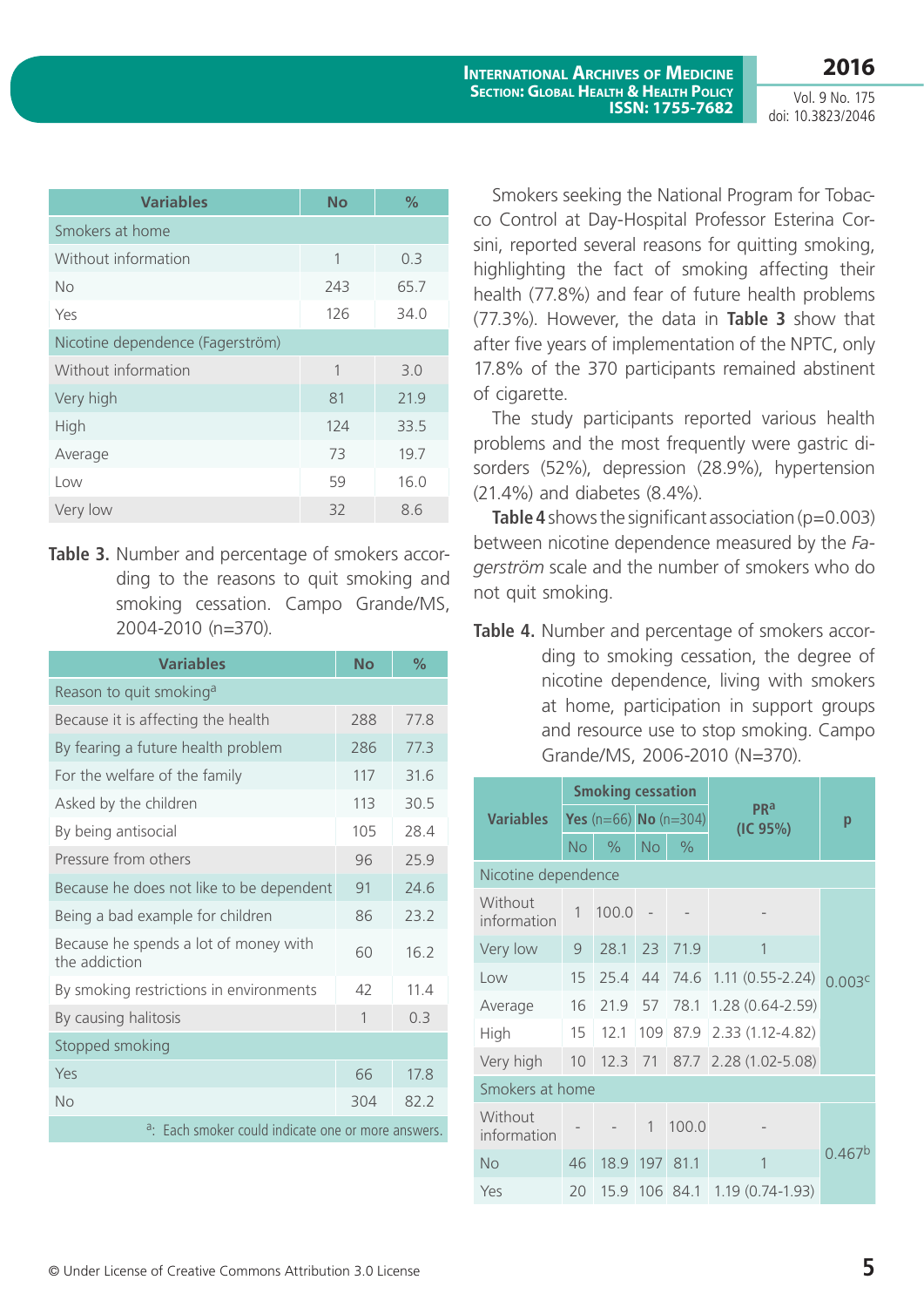| Variables | No | % |
|---|---|---|
| Smokers at home | | |
| Without information | 1 | 0.3 |
| No | 243 | 65.7 |
| Yes | 126 | 34.0 |
| Nicotine dependence (Fagerström) | | |
| Without information | 1 | 3.0 |
| Very high | 81 | 21.9 |
| High | 124 | 33.5 |
| Average | 73 | 19.7 |
| Low | 59 | 16.0 |
| Very low | 32 | 8.6 |

**Table 3.** Number and percentage of smokers according to the reasons to quit smoking and smoking cessation. Campo Grande/MS, 2004-2010 (n=370).

| Variables | No | % |
|---|---|---|
| Reason to quit smoking[a] | | |
| Because it is affecting the health | 288 | 77.8 |
| By fearing a future health problem | 286 | 77.3 |
| For the welfare of the family | 117 | 31.6 |
| Asked by the children | 113 | 30.5 |
| By being antisocial | 105 | 28.4 |
| Pressure from others | 96 | 25.9 |
| Because he does not like to be dependent | 91 | 24.6 |
| Being a bad example for children | 86 | 23.2 |
| Because he spends a lot of money with the addiction | 60 | 16.2 |
| By smoking restrictions in environments | 42 | 11.4 |
| By causing halitosis | 1 | 0.3 |
| Stopped smoking | | |
| Yes | 66 | 17.8 |
| No | 304 | 82.2 |

[a]: Each smoker could indicate one or more answers.

Smokers seeking the National Program for Tobacco Control at Day-Hospital Professor Esterina Corsini, reported several reasons for quitting smoking, highlighting the fact of smoking affecting their health (77.8%) and fear of future health problems (77.3%). However, the data in **Table 3** show that after five years of implementation of the NPTC, only 17.8% of the 370 participants remained abstinent of cigarette.

The study participants reported various health problems and the most frequently were gastric disorders (52%), depression (28.9%), hypertension (21.4%) and diabetes (8.4%).

**Table 4** shows the significant association (p=0.003) between nicotine dependence measured by the *Fagerström* scale and the number of smokers who do not quit smoking.

**Table 4.** Number and percentage of smokers according to smoking cessation, the degree of nicotine dependence, living with smokers at home, participation in support groups and resource use to stop smoking. Campo Grande/MS, 2006-2010 (N=370).

| Variables | Smoking cessation | | | | PR[a] (IC 95%) | p |
|---|---|---|---|---|---|---|
| | Yes (n=66) | | No (n=304) | | | |
| | No | % | No | % | | |
| Nicotine dependence | | | | | | |
| Without information | 1 | 100.0 | - | - | - | 0.003[c] |
| Very low | 9 | 28.1 | 23 | 71.9 | 1 | |
| Low | 15 | 25.4 | 44 | 74.6 | 1.11 (0.55-2.24) | |
| Average | 16 | 21.9 | 57 | 78.1 | 1.28 (0.64-2.59) | |
| High | 15 | 12.1 | 109 | 87.9 | 2.33 (1.12-4.82) | |
| Very high | 10 | 12.3 | 71 | 87.7 | 2.28 (1.02-5.08) | |
| Smokers at home | | | | | | |
| Without information | - | - | 1 | 100.0 | - | 0.467[b] |
| No | 46 | 18.9 | 197 | 81.1 | 1 | |
| Yes | 20 | 15.9 | 106 | 84.1 | 1.19 (0.74-1.93) | |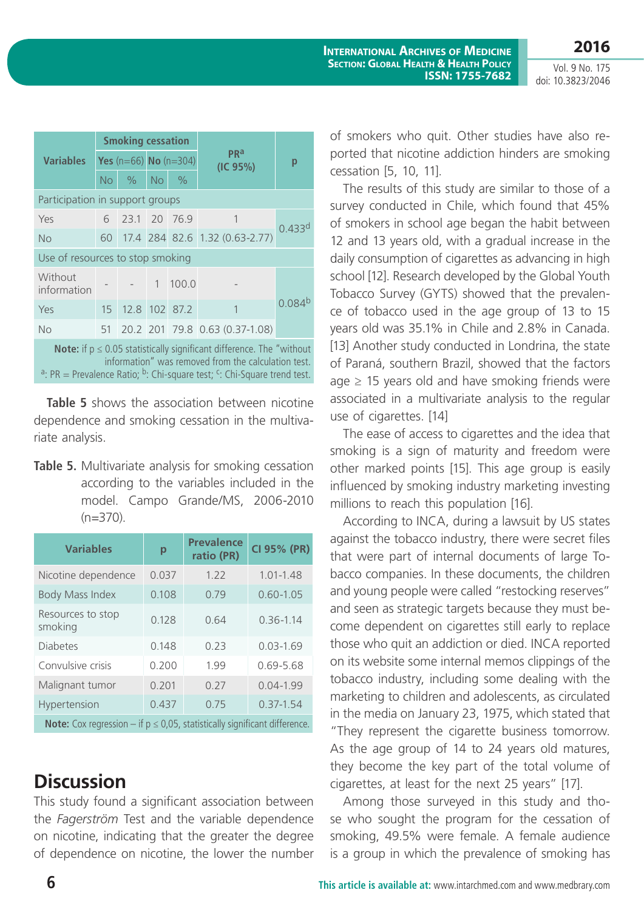| Variables | Smoking cessation | | | | PR[a] (IC 95%) | p |
|---|---|---|---|---|---|---|
| | Yes (n=66) | | No (n=304) | | | |
| | No | % | No | % | | |
| Participation in support groups | | | | | | |
| Yes | 6 | 23.1 | 20 | 76.9 | 1 | 0.433[d] |
| No | 60 | 17.4 | 284 | 82.6 | 1.32 (0.63-2.77) | |
| Use of resources to stop smoking | | | | | | |
| Without information | - | - | 1 | 100.0 | - | 0.084[b] |
| Yes | 15 | 12.8 | 102 | 87.2 | 1 | |
| No | 51 | 20.2 | 201 | 79.8 | 0.63 (0.37-1.08) | |

**Note:** if p ≤ 0.05 statistically significant difference. The "without information" was removed from the calculation test.
[a]: PR = Prevalence Ratio; [b]: Chi-square test; [c]: Chi-Square trend test.

**Table 5** shows the association between nicotine dependence and smoking cessation in the multivariate analysis.

**Table 5.** Multivariate analysis for smoking cessation according to the variables included in the model. Campo Grande/MS, 2006-2010 (n=370).

| Variables | p | Prevalence ratio (PR) | CI 95% (PR) |
|---|---|---|---|
| Nicotine dependence | 0.037 | 1.22 | 1.01-1.48 |
| Body Mass Index | 0.108 | 0.79 | 0.60-1.05 |
| Resources to stop smoking | 0.128 | 0.64 | 0.36-1.14 |
| Diabetes | 0.148 | 0.23 | 0.03-1.69 |
| Convulsive crisis | 0.200 | 1.99 | 0.69-5.68 |
| Malignant tumor | 0.201 | 0.27 | 0.04-1.99 |
| Hypertension | 0.437 | 0.75 | 0.37-1.54 |

**Note:** Cox regression – if p ≤ 0,05, statistically significant difference.

# Discussion

This study found a significant association between the *Fagerström* Test and the variable dependence on nicotine, indicating that the greater the degree of dependence on nicotine, the lower the number of smokers who quit. Other studies have also reported that nicotine addiction hinders are smoking cessation [5, 10, 11].

The results of this study are similar to those of a survey conducted in Chile, which found that 45% of smokers in school age began the habit between 12 and 13 years old, with a gradual increase in the daily consumption of cigarettes as advancing in high school [12]. Research developed by the Global Youth Tobacco Survey (GYTS) showed that the prevalence of tobacco used in the age group of 13 to 15 years old was 35.1% in Chile and 2.8% in Canada. [13] Another study conducted in Londrina, the state of Paraná, southern Brazil, showed that the factors age ≥ 15 years old and have smoking friends were associated in a multivariate analysis to the regular use of cigarettes. [14]

The ease of access to cigarettes and the idea that smoking is a sign of maturity and freedom were other marked points [15]. This age group is easily influenced by smoking industry marketing investing millions to reach this population [16].

According to INCA, during a lawsuit by US states against the tobacco industry, there were secret files that were part of internal documents of large Tobacco companies. In these documents, the children and young people were called "restocking reserves" and seen as strategic targets because they must become dependent on cigarettes still early to replace those who quit an addiction or died. INCA reported on its website some internal memos clippings of the tobacco industry, including some dealing with the marketing to children and adolescents, as circulated in the media on January 23, 1975, which stated that "They represent the cigarette business tomorrow. As the age group of 14 to 24 years old matures, they become the key part of the total volume of cigarettes, at least for the next 25 years" [17].

Among those surveyed in this study and those who sought the program for the cessation of smoking, 49.5% were female. A female audience is a group in which the prevalence of smoking has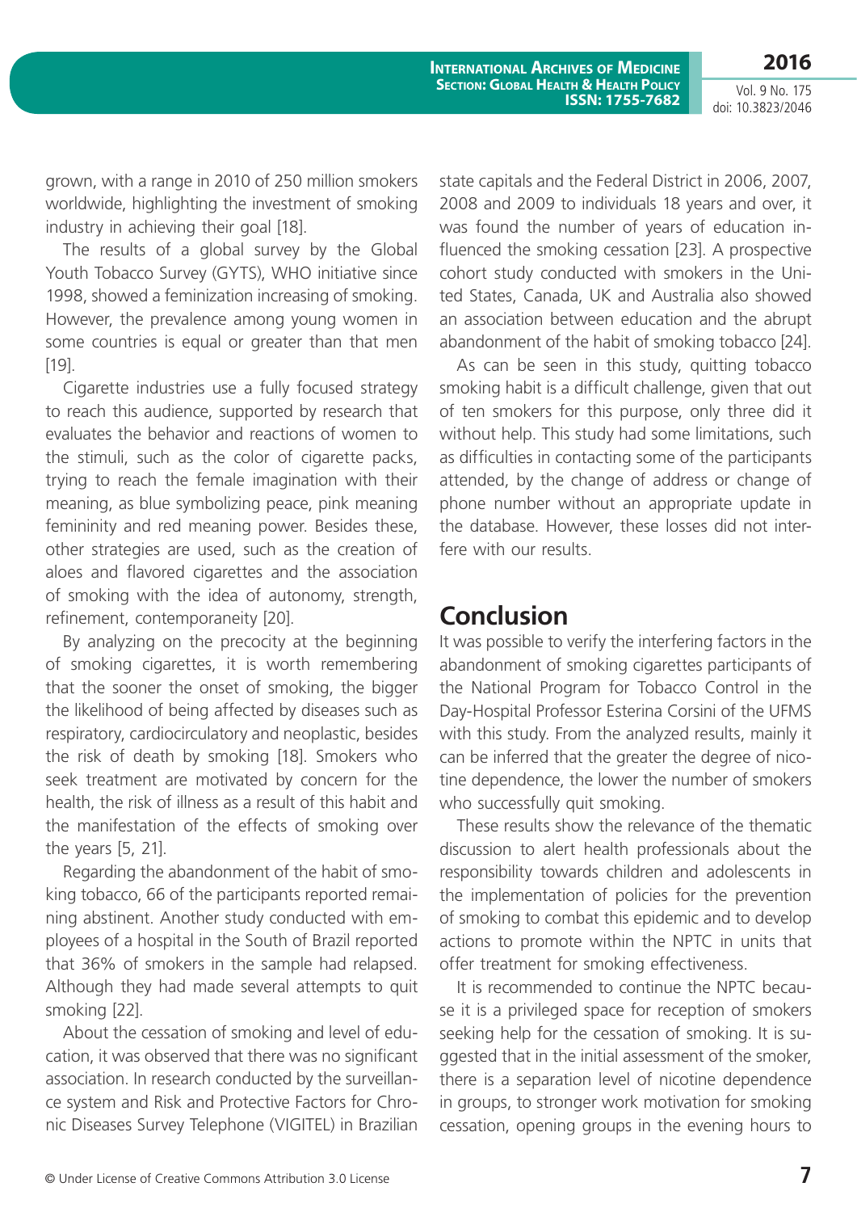grown, with a range in 2010 of 250 million smokers worldwide, highlighting the investment of smoking industry in achieving their goal [18].

The results of a global survey by the Global Youth Tobacco Survey (GYTS), WHO initiative since 1998, showed a feminization increasing of smoking. However, the prevalence among young women in some countries is equal or greater than that men [19].

Cigarette industries use a fully focused strategy to reach this audience, supported by research that evaluates the behavior and reactions of women to the stimuli, such as the color of cigarette packs, trying to reach the female imagination with their meaning, as blue symbolizing peace, pink meaning femininity and red meaning power. Besides these, other strategies are used, such as the creation of aloes and flavored cigarettes and the association of smoking with the idea of autonomy, strength, refinement, contemporaneity [20].

By analyzing on the precocity at the beginning of smoking cigarettes, it is worth remembering that the sooner the onset of smoking, the bigger the likelihood of being affected by diseases such as respiratory, cardiocirculatory and neoplastic, besides the risk of death by smoking [18]. Smokers who seek treatment are motivated by concern for the health, the risk of illness as a result of this habit and the manifestation of the effects of smoking over the years [5, 21].

Regarding the abandonment of the habit of smoking tobacco, 66 of the participants reported remaining abstinent. Another study conducted with employees of a hospital in the South of Brazil reported that 36% of smokers in the sample had relapsed. Although they had made several attempts to quit smoking [22].

About the cessation of smoking and level of education, it was observed that there was no significant association. In research conducted by the surveillance system and Risk and Protective Factors for Chronic Diseases Survey Telephone (VIGITEL) in Brazilian state capitals and the Federal District in 2006, 2007, 2008 and 2009 to individuals 18 years and over, it was found the number of years of education influenced the smoking cessation [23]. A prospective cohort study conducted with smokers in the United States, Canada, UK and Australia also showed an association between education and the abrupt abandonment of the habit of smoking tobacco [24].

As can be seen in this study, quitting tobacco smoking habit is a difficult challenge, given that out of ten smokers for this purpose, only three did it without help. This study had some limitations, such as difficulties in contacting some of the participants attended, by the change of address or change of phone number without an appropriate update in the database. However, these losses did not interfere with our results.

## Conclusion

It was possible to verify the interfering factors in the abandonment of smoking cigarettes participants of the National Program for Tobacco Control in the Day-Hospital Professor Esterina Corsini of the UFMS with this study. From the analyzed results, mainly it can be inferred that the greater the degree of nicotine dependence, the lower the number of smokers who successfully quit smoking.

These results show the relevance of the thematic discussion to alert health professionals about the responsibility towards children and adolescents in the implementation of policies for the prevention of smoking to combat this epidemic and to develop actions to promote within the NPTC in units that offer treatment for smoking effectiveness.

It is recommended to continue the NPTC because it is a privileged space for reception of smokers seeking help for the cessation of smoking. It is suggested that in the initial assessment of the smoker, there is a separation level of nicotine dependence in groups, to stronger work motivation for smoking cessation, opening groups in the evening hours to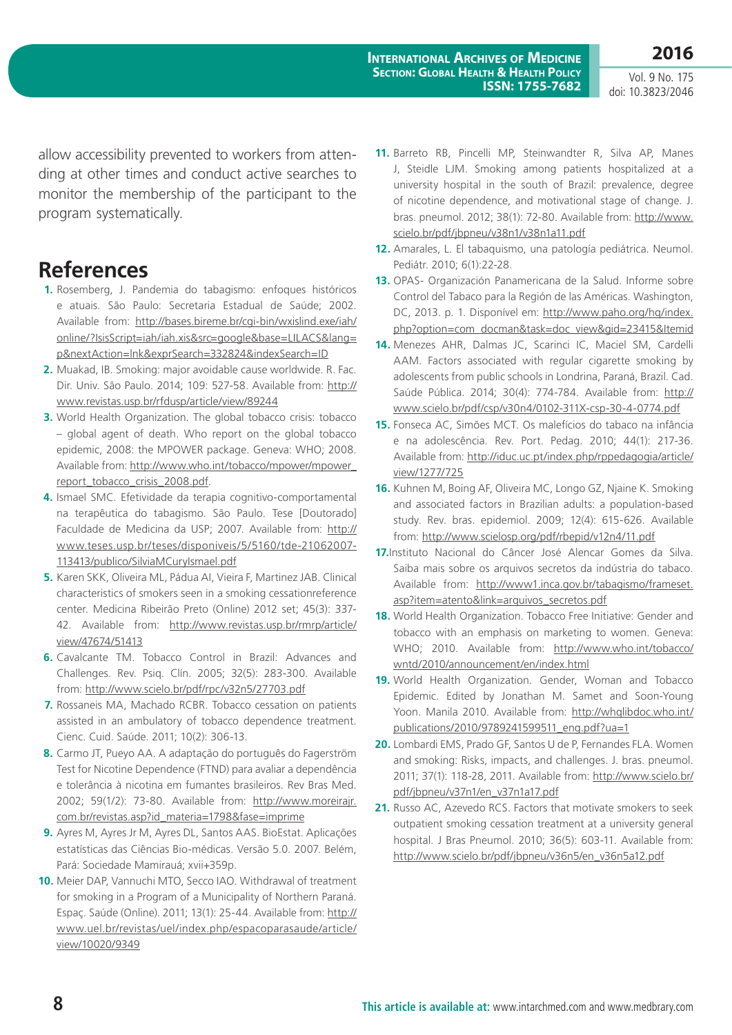allow accessibility prevented to workers from attending at other times and conduct active searches to monitor the membership of the participant to the program systematically.

## References

1. Rosemberg, J. Pandemia do tabagismo: enfoques históricos e atuais. São Paulo: Secretaria Estadual de Saúde; 2002. Available from: http://bases.bireme.br/cgi-bin/wxislind.exe/iah/online/?IsisScript=iah/iah.xis&src=google&base=LILACS&lang=p&nextAction=lnk&exprSearch=332824&indexSearch=ID
2. Muakad, IB. Smoking: major avoidable cause worldwide. R. Fac. Dir. Univ. São Paulo. 2014; 109: 527-58. Available from: http://www.revistas.usp.br/rfdusp/article/view/89244
3. World Health Organization. The global tobacco crisis: tobacco – global agent of death. Who report on the global tobacco epidemic, 2008: the MPOWER package. Geneva: WHO; 2008. Available from: http://www.who.int/tobacco/mpower/mpower_report_tobacco_crisis_2008.pdf.
4. Ismael SMC. Efetividade da terapia cognitivo-comportamental na terapêutica do tabagismo. São Paulo. Tese [Doutorado] Faculdade de Medicina da USP; 2007. Available from: http://www.teses.usp.br/teses/disponiveis/5/5160/tde-21062007-113413/publico/SilviaMCuryIsmael.pdf
5. Karen SKK, Oliveira ML, Pádua AI, Vieira F, Martinez JAB. Clinical characteristics of smokers seen in a smoking cessationreference center. Medicina Ribeirão Preto (Online) 2012 set; 45(3): 337-42. Available from: http://www.revistas.usp.br/rmrp/article/view/47674/51413
6. Cavalcante TM. Tobacco Control in Brazil: Advances and Challenges. Rev. Psiq. Clín. 2005; 32(5): 283-300. Available from: http://www.scielo.br/pdf/rpc/v32n5/27703.pdf
7. Rossaneis MA, Machado RCBR. Tobacco cessation on patients assisted in an ambulatory of tobacco dependence treatment. Cienc. Cuid. Saúde. 2011; 10(2): 306-13.
8. Carmo JT, Pueyo AA. A adaptação do português do Fagerström Test for Nicotine Dependence (FTND) para avaliar a dependência e tolerância à nicotina em fumantes brasileiros. Rev Bras Med. 2002; 59(1/2): 73-80. Available from: http://www.moreirajr.com.br/revistas.asp?id_materia=1798&fase=imprime
9. Ayres M, Ayres Jr M, Ayres DL, Santos AAS. BioEstat. Aplicações estatísticas das Ciências Bio-médicas. Versão 5.0. 2007. Belém, Pará: Sociedade Mamirauá; xvii+359p.
10. Meier DAP, Vannuchi MTO, Secco IAO. Withdrawal of treatment for smoking in a Program of a Municipality of Northern Paraná. Espaç. Saúde (Online). 2011; 13(1): 25-44. Available from: http://www.uel.br/revistas/uel/index.php/espacoparasaude/article/view/10020/9349
11. Barreto RB, Pincelli MP, Steinwandter R, Silva AP, Manes J, Steidle LJM. Smoking among patients hospitalized at a university hospital in the south of Brazil: prevalence, degree of nicotine dependence, and motivational stage of change. J. bras. pneumol. 2012; 38(1): 72-80. Available from: http://www.scielo.br/pdf/jbpneu/v38n1/v38n1a11.pdf
12. Amarales, L. El tabaquismo, una patología pediátrica. Neumol. Pediátr. 2010; 6(1):22-28.
13. OPAS- Organización Panamericana de la Salud. Informe sobre Control del Tabaco para la Región de las Américas. Washington, DC, 2013. p. 1. Disponível em: http://www.paho.org/hq/index.php?option=com_docman&task=doc_view&gid=23415&Itemid
14. Menezes AHR, Dalmas JC, Scarinci IC, Maciel SM, Cardelli AAM. Factors associated with regular cigarette smoking by adolescents from public schools in Londrina, Paraná, Brazil. Cad. Saúde Pública. 2014; 30(4): 774-784. Available from: http://www.scielo.br/pdf/csp/v30n4/0102-311X-csp-30-4-0774.pdf
15. Fonseca AC, Simões MCT. Os malefícios do tabaco na infância e na adolescência. Rev. Port. Pedag. 2010; 44(1): 217-36. Available from: http://iduc.uc.pt/index.php/rppedagogia/article/view/1277/725
16. Kuhnen M, Boing AF, Oliveira MC, Longo GZ, Njaine K. Smoking and associated factors in Brazilian adults: a population-based study. Rev. bras. epidemiol. 2009; 12(4): 615-626. Available from: http://www.scielosp.org/pdf/rbepid/v12n4/11.pdf
17. Instituto Nacional do Câncer José Alencar Gomes da Silva. Saiba mais sobre os arquivos secretos da indústria do tabaco. Available from: http://www1.inca.gov.br/tabagismo/frameset.asp?item=atento&link=arquivos_secretos.pdf
18. World Health Organization. Tobacco Free Initiative: Gender and tobacco with an emphasis on marketing to women. Geneva: WHO; 2010. Available from: http://www.who.int/tobacco/wntd/2010/announcement/en/index.html
19. World Health Organization. Gender, Woman and Tobacco Epidemic. Edited by Jonathan M. Samet and Soon-Young Yoon. Manila 2010. Available from: http://whqlibdoc.who.int/publications/2010/9789241599511_eng.pdf?ua=1
20. Lombardi EMS, Prado GF, Santos U de P, Fernandes FLA. Women and smoking: Risks, impacts, and challenges. J. bras. pneumol. 2011; 37(1): 118-28, 2011. Available from: http://www.scielo.br/pdf/jbpneu/v37n1/en_v37n1a17.pdf
21. Russo AC, Azevedo RCS. Factors that motivate smokers to seek outpatient smoking cessation treatment at a university general hospital. J Bras Pneumol. 2010; 36(5): 603-11. Available from: http://www.scielo.br/pdf/jbpneu/v36n5/en_v36n5a12.pdf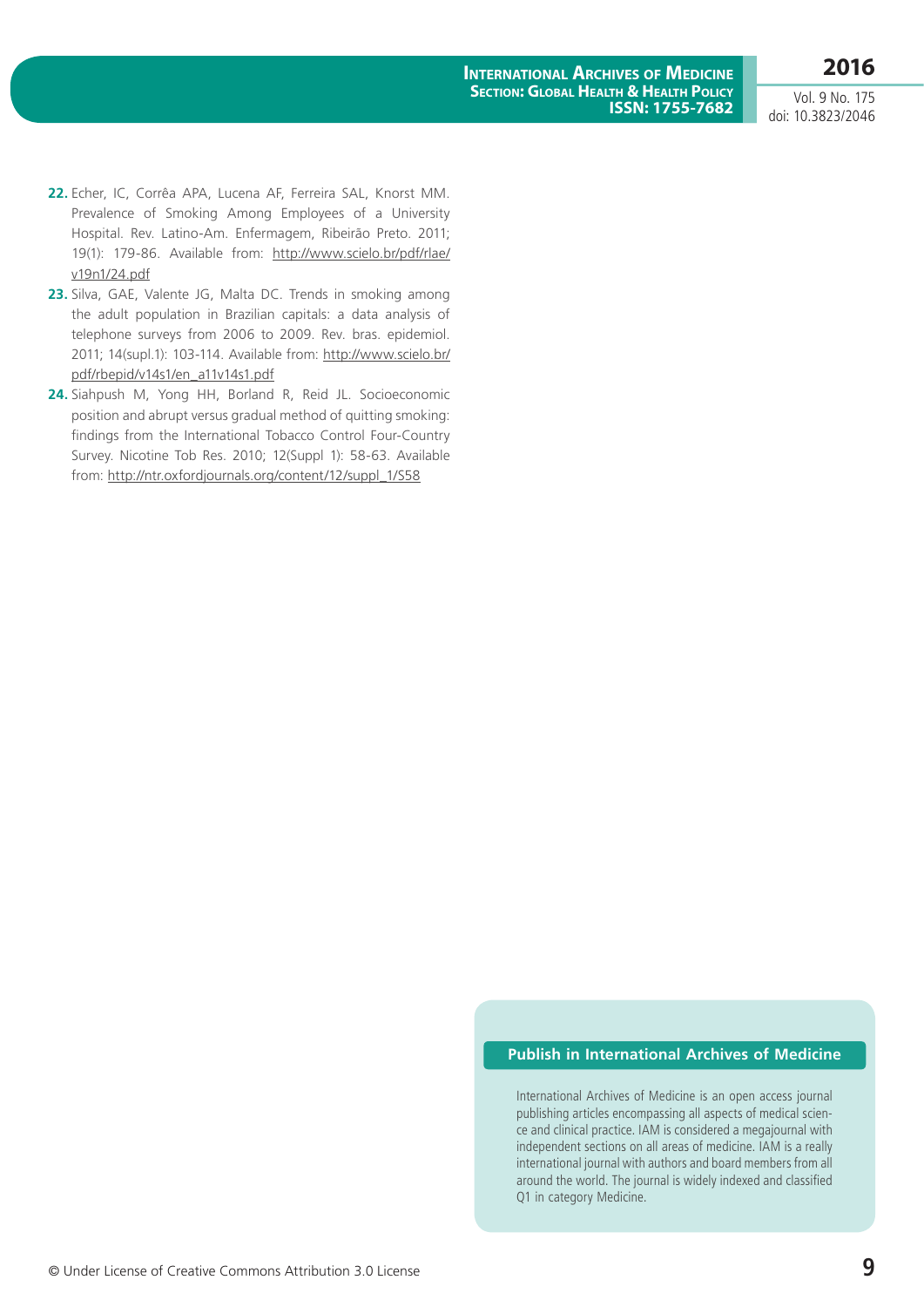22. Echer, IC, Corrêa APA, Lucena AF, Ferreira SAL, Knorst MM. Prevalence of Smoking Among Employees of a University Hospital. Rev. Latino-Am. Enfermagem, Ribeirão Preto. 2011; 19(1): 179-86. Available from: http://www.scielo.br/pdf/rlae/v19n1/24.pdf
23. Silva, GAE, Valente JG, Malta DC. Trends in smoking among the adult population in Brazilian capitals: a data analysis of telephone surveys from 2006 to 2009. Rev. bras. epidemiol. 2011; 14(supl.1): 103-114. Available from: http://www.scielo.br/pdf/rbepid/v14s1/en_a11v14s1.pdf
24. Siahpush M, Yong HH, Borland R, Reid JL. Socioeconomic position and abrupt versus gradual method of quitting smoking: findings from the International Tobacco Control Four-Country Survey. Nicotine Tob Res. 2010; 12(Suppl 1): 58-63. Available from: http://ntr.oxfordjournals.org/content/12/suppl_1/S58

**Publish in International Archives of Medicine**

International Archives of Medicine is an open access journal publishing articles encompassing all aspects of medical science and clinical practice. IAM is considered a megajournal with independent sections on all areas of medicine. IAM is a really international journal with authors and board members from all around the world. The journal is widely indexed and classified Q1 in category Medicine.

© Under License of Creative Commons Attribution 3.0 License